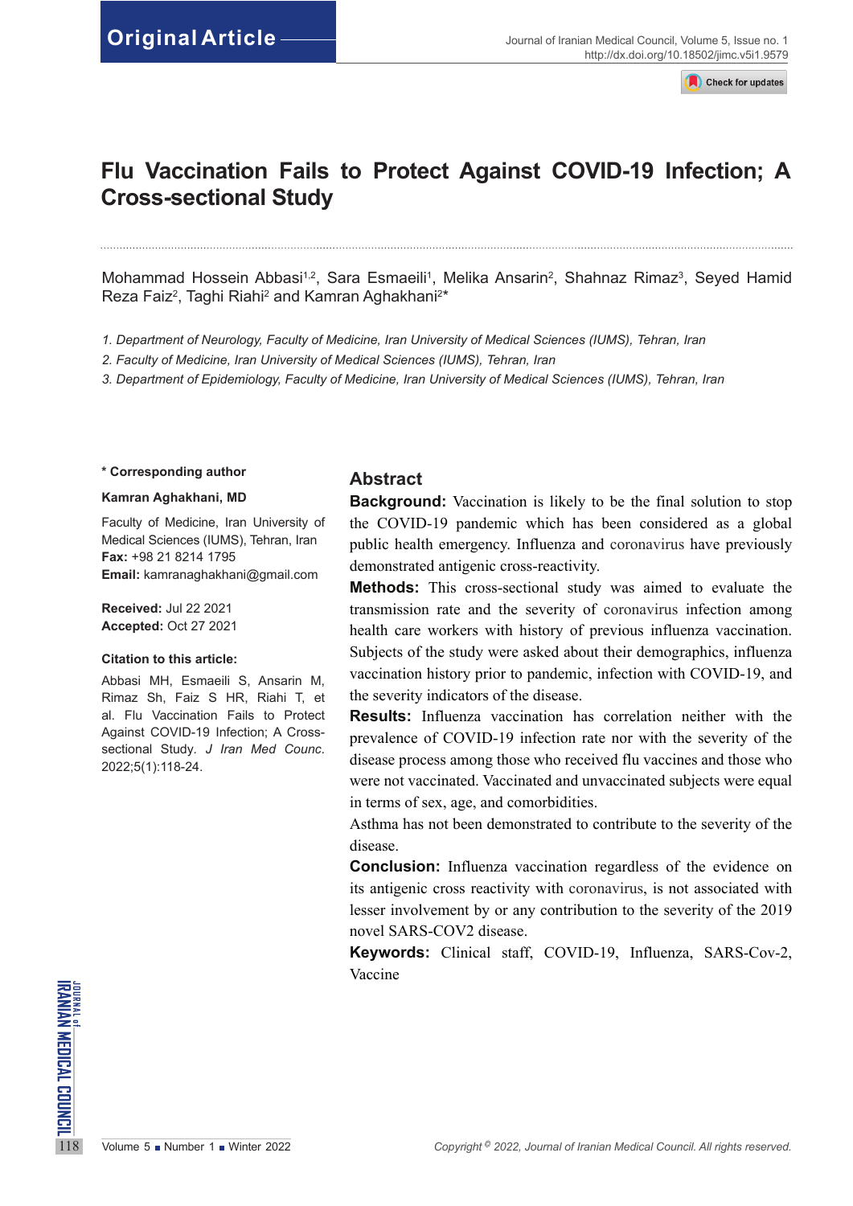Original Article

# Flu Vaccination Fails to Protect Against COVID-19 Infection; A Cross-sectional Study

Mohammad Hossein Abbasi[1,2], Sara Esmaeili[1], Melika Ansarin[2], Shahnaz Rimaz[3], Seyed Hamid Reza Faiz[2], Taghi Riahi[2] and Kamran Aghakhani[2]*

*1. Department of Neurology, Faculty of Medicine, Iran University of Medical Sciences (IUMS), Tehran, Iran*

*2. Faculty of Medicine, Iran University of Medical Sciences (IUMS), Tehran, Iran*

*3. Department of Epidemiology, Faculty of Medicine, Iran University of Medical Sciences (IUMS), Tehran, Iran*

**\* Corresponding author**

**Kamran Aghakhani, MD**

Faculty of Medicine, Iran University of Medical Sciences (IUMS), Tehran, Iran
**Fax:** +98 21 8214 1795
**Email:** kamranaghakhani@gmail.com

**Received:** Jul 22 2021
**Accepted:** Oct 27 2021

**Citation to this article:**

Abbasi MH, Esmaeili S, Ansarin M, Rimaz Sh, Faiz S HR, Riahi T, et al. Flu Vaccination Fails to Protect Against COVID-19 Infection; A Cross-sectional Study. *J Iran Med Counc*. 2022;5(1):118-24.

## Abstract

**Background:** Vaccination is likely to be the final solution to stop the COVID-19 pandemic which has been considered as a global public health emergency. Influenza and coronavirus have previously demonstrated antigenic cross-reactivity.

**Methods:** This cross-sectional study was aimed to evaluate the transmission rate and the severity of coronavirus infection among health care workers with history of previous influenza vaccination. Subjects of the study were asked about their demographics, influenza vaccination history prior to pandemic, infection with COVID-19, and the severity indicators of the disease.

**Results:** Influenza vaccination has correlation neither with the prevalence of COVID-19 infection rate nor with the severity of the disease process among those who received flu vaccines and those who were not vaccinated. Vaccinated and unvaccinated subjects were equal in terms of sex, age, and comorbidities.

Asthma has not been demonstrated to contribute to the severity of the disease.

**Conclusion:** Influenza vaccination regardless of the evidence on its antigenic cross reactivity with coronavirus, is not associated with lesser involvement by or any contribution to the severity of the 2019 novel SARS-COV2 disease.

**Keywords:** Clinical staff, COVID-19, Influenza, SARS-Cov-2, Vaccine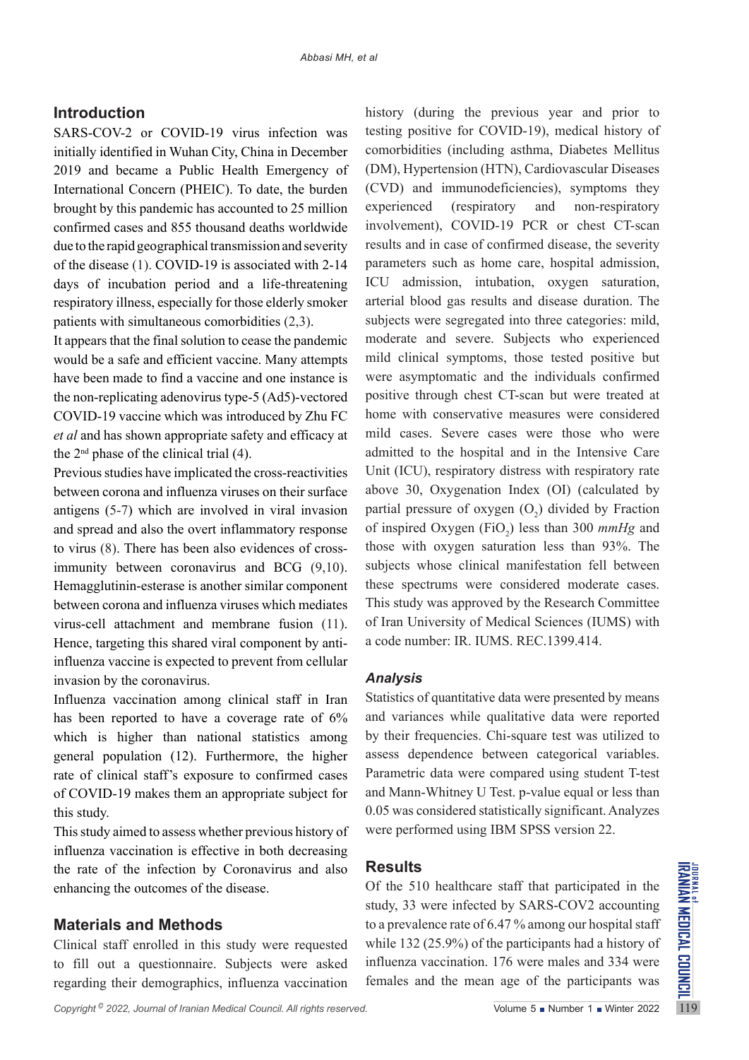## Introduction

SARS-COV-2 or COVID-19 virus infection was initially identified in Wuhan City, China in December 2019 and became a Public Health Emergency of International Concern (PHEIC). To date, the burden brought by this pandemic has accounted to 25 million confirmed cases and 855 thousand deaths worldwide due to the rapid geographical transmission and severity of the disease (1). COVID-19 is associated with 2-14 days of incubation period and a life-threatening respiratory illness, especially for those elderly smoker patients with simultaneous comorbidities (2,3).

It appears that the final solution to cease the pandemic would be a safe and efficient vaccine. Many attempts have been made to find a vaccine and one instance is the non-replicating adenovirus type-5 (Ad5)-vectored COVID-19 vaccine which was introduced by Zhu FC *et al* and has shown appropriate safety and efficacy at the 2nd phase of the clinical trial (4).

Previous studies have implicated the cross-reactivities between corona and influenza viruses on their surface antigens (5-7) which are involved in viral invasion and spread and also the overt inflammatory response to virus (8). There has been also evidences of cross-immunity between coronavirus and BCG (9,10). Hemagglutinin-esterase is another similar component between corona and influenza viruses which mediates virus-cell attachment and membrane fusion (11). Hence, targeting this shared viral component by anti-influenza vaccine is expected to prevent from cellular invasion by the coronavirus.

Influenza vaccination among clinical staff in Iran has been reported to have a coverage rate of 6% which is higher than national statistics among general population (12). Furthermore, the higher rate of clinical staff's exposure to confirmed cases of COVID-19 makes them an appropriate subject for this study.

This study aimed to assess whether previous history of influenza vaccination is effective in both decreasing the rate of the infection by Coronavirus and also enhancing the outcomes of the disease.

## Materials and Methods

Clinical staff enrolled in this study were requested to fill out a questionnaire. Subjects were asked regarding their demographics, influenza vaccination history (during the previous year and prior to testing positive for COVID-19), medical history of comorbidities (including asthma, Diabetes Mellitus (DM), Hypertension (HTN), Cardiovascular Diseases (CVD) and immunodeficiencies), symptoms they experienced (respiratory and non-respiratory involvement), COVID-19 PCR or chest CT-scan results and in case of confirmed disease, the severity parameters such as home care, hospital admission, ICU admission, intubation, oxygen saturation, arterial blood gas results and disease duration. The subjects were segregated into three categories: mild, moderate and severe. Subjects who experienced mild clinical symptoms, those tested positive but were asymptomatic and the individuals confirmed positive through chest CT-scan but were treated at home with conservative measures were considered mild cases. Severe cases were those who were admitted to the hospital and in the Intensive Care Unit (ICU), respiratory distress with respiratory rate above 30, Oxygenation Index (OI) (calculated by partial pressure of oxygen ($O_2$) divided by Fraction of inspired Oxygen ($FiO_2$) less than 300 *mmHg* and those with oxygen saturation less than 93%. The subjects whose clinical manifestation fell between these spectrums were considered moderate cases. This study was approved by the Research Committee of Iran University of Medical Sciences (IUMS) with a code number: IR. IUMS. REC.1399.414.

### *Analysis*

Statistics of quantitative data were presented by means and variances while qualitative data were reported by their frequencies. Chi-square test was utilized to assess dependence between categorical variables. Parametric data were compared using student T-test and Mann-Whitney U Test. p-value equal or less than 0.05 was considered statistically significant. Analyzes were performed using IBM SPSS version 22.

## Results

Of the 510 healthcare staff that participated in the study, 33 were infected by SARS-COV2 accounting to a prevalence rate of 6.47 % among our hospital staff while 132 (25.9%) of the participants had a history of influenza vaccination. 176 were males and 334 were females and the mean age of the participants was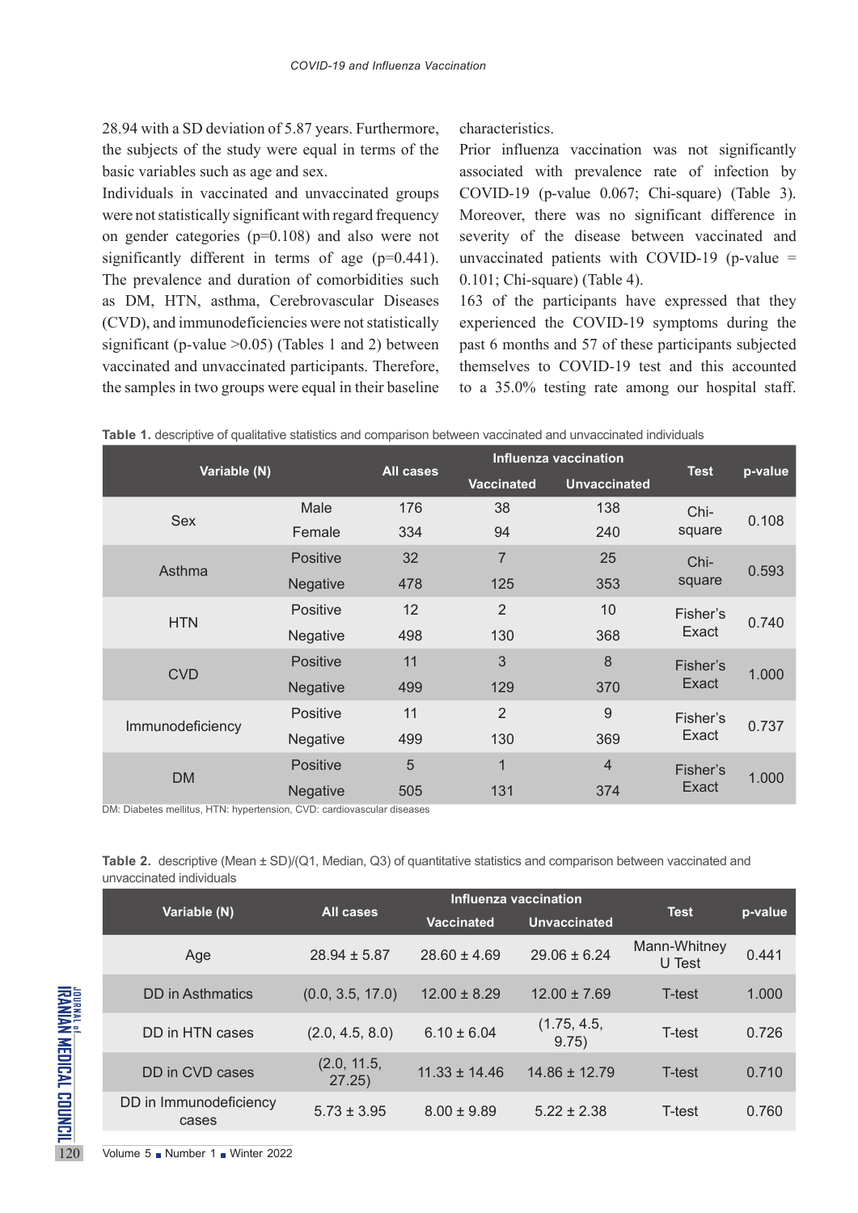28.94 with a SD deviation of 5.87 years. Furthermore, the subjects of the study were equal in terms of the basic variables such as age and sex.

Individuals in vaccinated and unvaccinated groups were not statistically significant with regard frequency on gender categories (p=0.108) and also were not significantly different in terms of age (p=0.441). The prevalence and duration of comorbidities such as DM, HTN, asthma, Cerebrovascular Diseases (CVD), and immunodeficiencies were not statistically significant (p-value >0.05) (Tables 1 and 2) between vaccinated and unvaccinated participants. Therefore, the samples in two groups were equal in their baseline characteristics.

Prior influenza vaccination was not significantly associated with prevalence rate of infection by COVID-19 (p-value 0.067; Chi-square) (Table 3). Moreover, there was no significant difference in severity of the disease between vaccinated and unvaccinated patients with COVID-19 (p-value = 0.101; Chi-square) (Table 4).

163 of the participants have expressed that they experienced the COVID-19 symptoms during the past 6 months and 57 of these participants subjected themselves to COVID-19 test and this accounted to a 35.0% testing rate among our hospital staff.

**Table 1.** descriptive of qualitative statistics and comparison between vaccinated and unvaccinated individuals

| Variable (N) | | All cases | Influenza vaccination | | Test | p-value |
|---|---|---|---|---|---|---|
| | | | Vaccinated | Unvaccinated | | |
| Sex | Male | 176 | 38 | 138 | Chi-square | 0.108 |
| | Female | 334 | 94 | 240 | | |
| Asthma | Positive | 32 | 7 | 25 | Chi-square | 0.593 |
| | Negative | 478 | 125 | 353 | | |
| HTN | Positive | 12 | 2 | 10 | Fisher's Exact | 0.740 |
| | Negative | 498 | 130 | 368 | | |
| CVD | Positive | 11 | 3 | 8 | Fisher's Exact | 1.000 |
| | Negative | 499 | 129 | 370 | | |
| Immunodeficiency | Positive | 11 | 2 | 9 | Fisher's Exact | 0.737 |
| | Negative | 499 | 130 | 369 | | |
| DM | Positive | 5 | 1 | 4 | Fisher's Exact | 1.000 |
| | Negative | 505 | 131 | 374 | | |

DM: Diabetes mellitus, HTN: hypertension, CVD: cardiovascular diseases

**Table 2.** descriptive (Mean ± SD)/(Q1, Median, Q3) of quantitative statistics and comparison between vaccinated and unvaccinated individuals

| Variable (N) | All cases | Influenza vaccination | | Test | p-value |
|---|---|---|---|---|---|
| | | Vaccinated | Unvaccinated | | |
| Age | 28.94 ± 5.87 | 28.60 ± 4.69 | 29.06 ± 6.24 | Mann-Whitney U Test | 0.441 |
| DD in Asthmatics | (0.0, 3.5, 17.0) | 12.00 ± 8.29 | 12.00 ± 7.69 | T-test | 1.000 |
| DD in HTN cases | (2.0, 4.5, 8.0) | 6.10 ± 6.04 | (1.75, 4.5, 9.75) | T-test | 0.726 |
| DD in CVD cases | (2.0, 11.5, 27.25) | 11.33 ± 14.46 | 14.86 ± 12.79 | T-test | 0.710 |
| DD in Immunodeficiency cases | 5.73 ± 3.95 | 8.00 ± 9.89 | 5.22 ± 2.38 | T-test | 0.760 |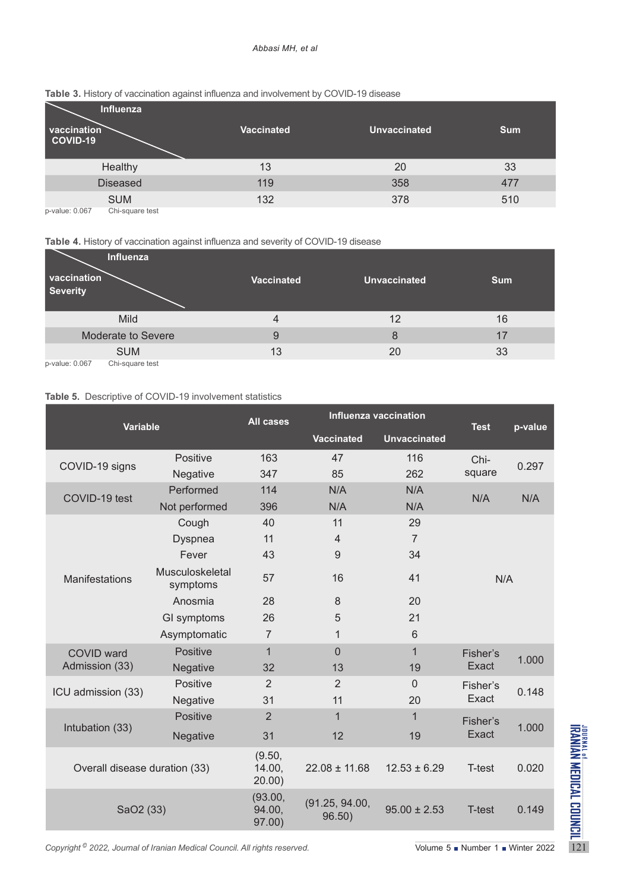**Table 3.** History of vaccination against influenza and involvement by COVID-19 disease

| Influenza vaccination / COVID-19 | Vaccinated | Unvaccinated | Sum |
|---|---|---|---|
| Healthy | 13 | 20 | 33 |
| Diseased | 119 | 358 | 477 |
| SUM | 132 | 378 | 510 |

p-value: 0.067 Chi-square test

**Table 4.** History of vaccination against influenza and severity of COVID-19 disease

| Influenza vaccination / Severity | Vaccinated | Unvaccinated | Sum |
|---|---|---|---|
| Mild | 4 | 12 | 16 |
| Moderate to Severe | 9 | 8 | 17 |
| SUM | 13 | 20 | 33 |

p-value: 0.067 Chi-square test

**Table 5.** Descriptive of COVID-19 involvement statistics

| Variable | | All cases | Influenza vaccination | | Test | p-value |
|---|---|---|---|---|---|---|
| | | | Vaccinated | Unvaccinated | | |
| COVID-19 signs | Positive | 163 | 47 | 116 | Chi-square | 0.297 |
| | Negative | 347 | 85 | 262 | | |
| COVID-19 test | Performed | 114 | N/A | N/A | N/A | N/A |
| | Not performed | 396 | N/A | N/A | | |
| Manifestations | Cough | 40 | 11 | 29 | N/A | |
| | Dyspnea | 11 | 4 | 7 | | |
| | Fever | 43 | 9 | 34 | | |
| | Musculoskeletal symptoms | 57 | 16 | 41 | | |
| | Anosmia | 28 | 8 | 20 | | |
| | GI symptoms | 26 | 5 | 21 | | |
| | Asymptomatic | 7 | 1 | 6 | | |
| COVID ward Admission (33) | Positive | 1 | 0 | 1 | Fisher's Exact | 1.000 |
| | Negative | 32 | 13 | 19 | | |
| ICU admission (33) | Positive | 2 | 2 | 0 | Fisher's Exact | 0.148 |
| | Negative | 31 | 11 | 20 | | |
| Intubation (33) | Positive | 2 | 1 | 1 | Fisher's Exact | 1.000 |
| | Negative | 31 | 12 | 19 | | |
| Overall disease duration (33) | | (9.50, 14.00, 20.00) | 22.08 ± 11.68 | 12.53 ± 6.29 | T-test | 0.020 |
| SaO2 (33) | | (93.00, 94.00, 97.00) | (91.25, 94.00, 96.50) | 95.00 ± 2.53 | T-test | 0.149 |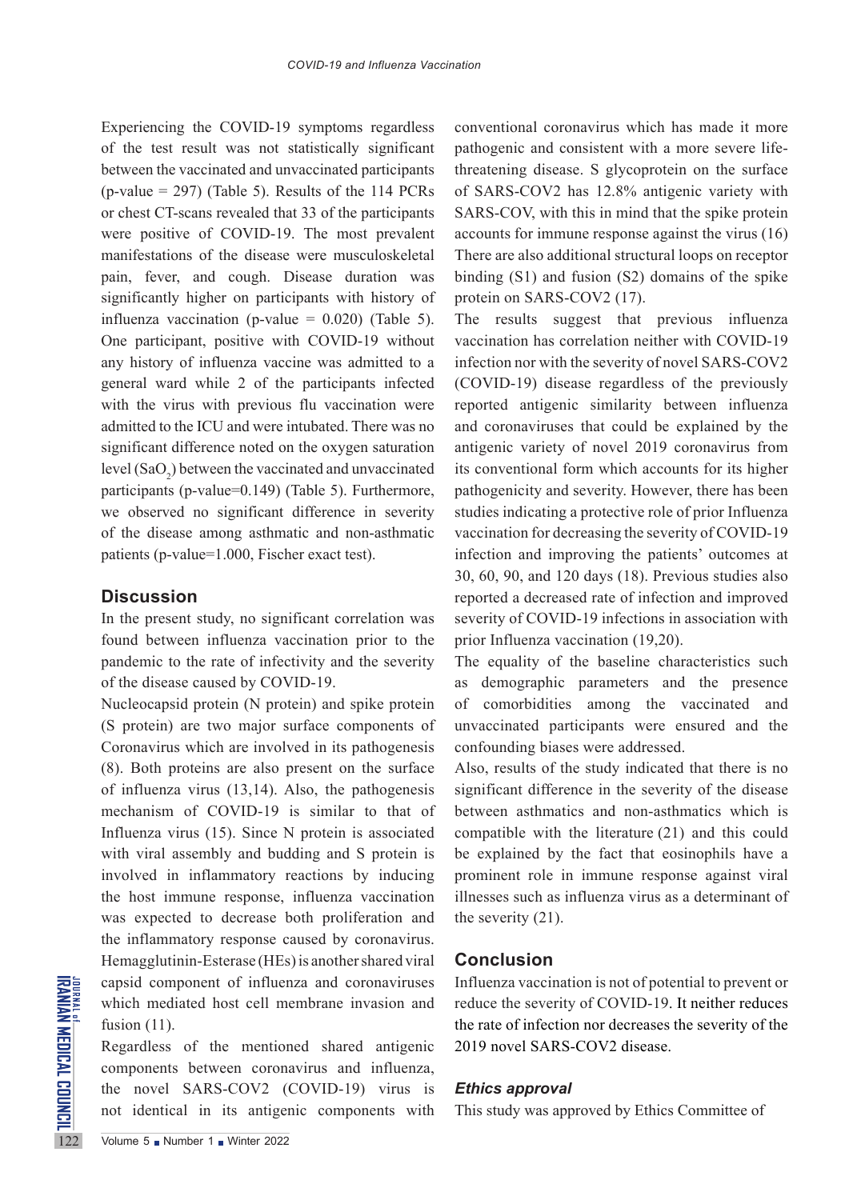Experiencing the COVID-19 symptoms regardless of the test result was not statistically significant between the vaccinated and unvaccinated participants (p-value = 297) (Table 5). Results of the 114 PCRs or chest CT-scans revealed that 33 of the participants were positive of COVID-19. The most prevalent manifestations of the disease were musculoskeletal pain, fever, and cough. Disease duration was significantly higher on participants with history of influenza vaccination (p-value = 0.020) (Table 5). One participant, positive with COVID-19 without any history of influenza vaccine was admitted to a general ward while 2 of the participants infected with the virus with previous flu vaccination were admitted to the ICU and were intubated. There was no significant difference noted on the oxygen saturation level ($SaO_2$) between the vaccinated and unvaccinated participants (p-value=0.149) (Table 5). Furthermore, we observed no significant difference in severity of the disease among asthmatic and non-asthmatic patients (p-value=1.000, Fischer exact test).

## Discussion

In the present study, no significant correlation was found between influenza vaccination prior to the pandemic to the rate of infectivity and the severity of the disease caused by COVID-19.

Nucleocapsid protein (N protein) and spike protein (S protein) are two major surface components of Coronavirus which are involved in its pathogenesis (8). Both proteins are also present on the surface of influenza virus (13,14). Also, the pathogenesis mechanism of COVID-19 is similar to that of Influenza virus (15). Since N protein is associated with viral assembly and budding and S protein is involved in inflammatory reactions by inducing the host immune response, influenza vaccination was expected to decrease both proliferation and the inflammatory response caused by coronavirus. Hemagglutinin-Esterase (HEs) is another shared viral capsid component of influenza and coronaviruses which mediated host cell membrane invasion and fusion (11).

Regardless of the mentioned shared antigenic components between coronavirus and influenza, the novel SARS-COV2 (COVID-19) virus is not identical in its antigenic components with conventional coronavirus which has made it more pathogenic and consistent with a more severe life-threatening disease. S glycoprotein on the surface of SARS-COV2 has 12.8% antigenic variety with SARS-COV, with this in mind that the spike protein accounts for immune response against the virus (16) There are also additional structural loops on receptor binding (S1) and fusion (S2) domains of the spike protein on SARS-COV2 (17).

The results suggest that previous influenza vaccination has correlation neither with COVID-19 infection nor with the severity of novel SARS-COV2 (COVID-19) disease regardless of the previously reported antigenic similarity between influenza and coronaviruses that could be explained by the antigenic variety of novel 2019 coronavirus from its conventional form which accounts for its higher pathogenicity and severity. However, there has been studies indicating a protective role of prior Influenza vaccination for decreasing the severity of COVID-19 infection and improving the patients' outcomes at 30, 60, 90, and 120 days (18). Previous studies also reported a decreased rate of infection and improved severity of COVID-19 infections in association with prior Influenza vaccination (19,20).

The equality of the baseline characteristics such as demographic parameters and the presence of comorbidities among the vaccinated and unvaccinated participants were ensured and the confounding biases were addressed.

Also, results of the study indicated that there is no significant difference in the severity of the disease between asthmatics and non-asthmatics which is compatible with the literature (21) and this could be explained by the fact that eosinophils have a prominent role in immune response against viral illnesses such as influenza virus as a determinant of the severity (21).

## Conclusion

Influenza vaccination is not of potential to prevent or reduce the severity of COVID-19. It neither reduces the rate of infection nor decreases the severity of the 2019 novel SARS-COV2 disease.

### *Ethics approval*

This study was approved by Ethics Committee of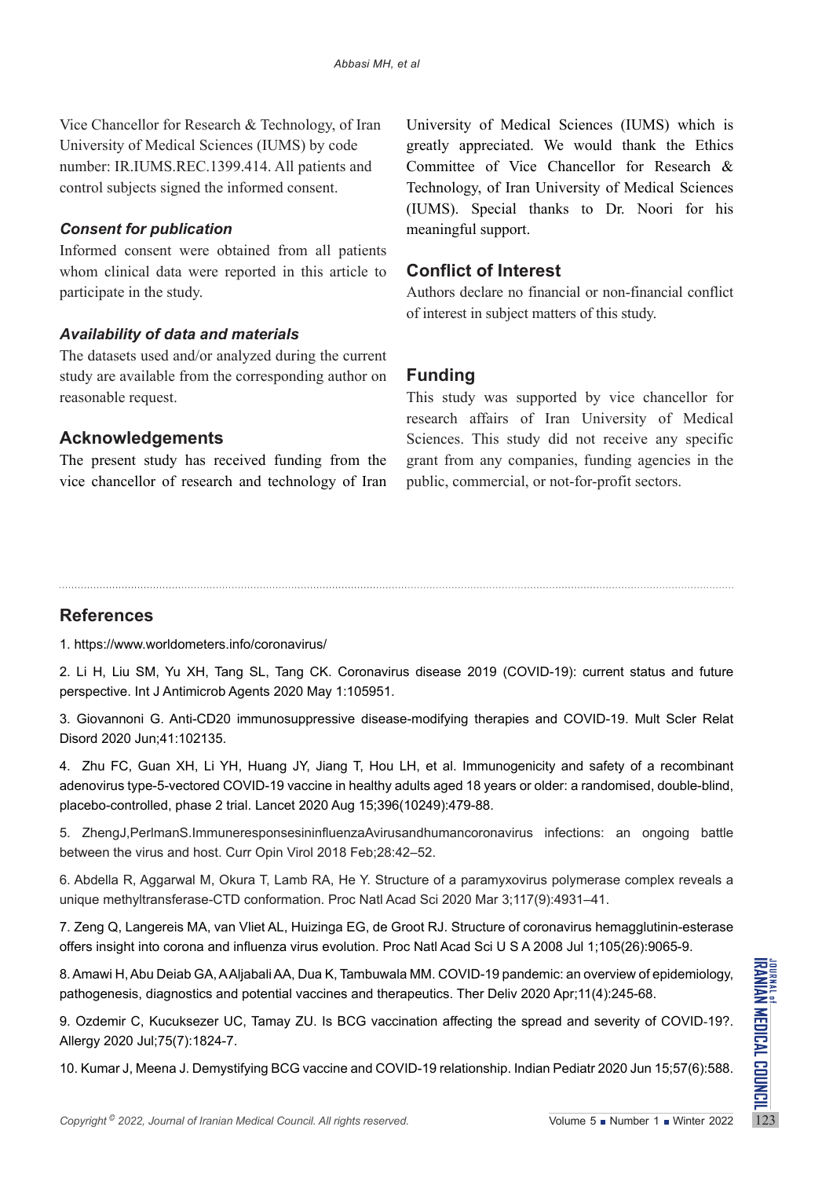Vice Chancellor for Research & Technology, of Iran University of Medical Sciences (IUMS) by code number: IR.IUMS.REC.1399.414. All patients and control subjects signed the informed consent.

### *Consent for publication*

Informed consent were obtained from all patients whom clinical data were reported in this article to participate in the study.

### *Availability of data and materials*

The datasets used and/or analyzed during the current study are available from the corresponding author on reasonable request.

## Acknowledgements

The present study has received funding from the vice chancellor of research and technology of Iran University of Medical Sciences (IUMS) which is greatly appreciated. We would thank the Ethics Committee of Vice Chancellor for Research & Technology, of Iran University of Medical Sciences (IUMS). Special thanks to Dr. Noori for his meaningful support.

## Conflict of Interest

Authors declare no financial or non-financial conflict of interest in subject matters of this study.

## Funding

This study was supported by vice chancellor for research affairs of Iran University of Medical Sciences. This study did not receive any specific grant from any companies, funding agencies in the public, commercial, or not-for-profit sectors.

## References

1. https://www.worldometers.info/coronavirus/

2. Li H, Liu SM, Yu XH, Tang SL, Tang CK. Coronavirus disease 2019 (COVID-19): current status and future perspective. Int J Antimicrob Agents 2020 May 1:105951.

3. Giovannoni G. Anti-CD20 immunosuppressive disease-modifying therapies and COVID-19. Mult Scler Relat Disord 2020 Jun;41:102135.

4. Zhu FC, Guan XH, Li YH, Huang JY, Jiang T, Hou LH, et al. Immunogenicity and safety of a recombinant adenovirus type-5-vectored COVID-19 vaccine in healthy adults aged 18 years or older: a randomised, double-blind, placebo-controlled, phase 2 trial. Lancet 2020 Aug 15;396(10249):479-88.

5. ZhengJ,PerlmanS.ImmuneresponsesininfluenzaAvirusandhumancoronavirus infections: an ongoing battle between the virus and host. Curr Opin Virol 2018 Feb;28:42–52.

6. Abdella R, Aggarwal M, Okura T, Lamb RA, He Y. Structure of a paramyxovirus polymerase complex reveals a unique methyltransferase-CTD conformation. Proc Natl Acad Sci 2020 Mar 3;117(9):4931–41.

7. Zeng Q, Langereis MA, van Vliet AL, Huizinga EG, de Groot RJ. Structure of coronavirus hemagglutinin-esterase offers insight into corona and influenza virus evolution. Proc Natl Acad Sci U S A 2008 Jul 1;105(26):9065-9.

8. Amawi H, Abu Deiab GA, A Aljabali AA, Dua K, Tambuwala MM. COVID-19 pandemic: an overview of epidemiology, pathogenesis, diagnostics and potential vaccines and therapeutics. Ther Deliv 2020 Apr;11(4):245-68.

9. Ozdemir C, Kucuksezer UC, Tamay ZU. Is BCG vaccination affecting the spread and severity of COVID-19?. Allergy 2020 Jul;75(7):1824-7.

10. Kumar J, Meena J. Demystifying BCG vaccine and COVID-19 relationship. Indian Pediatr 2020 Jun 15;57(6):588.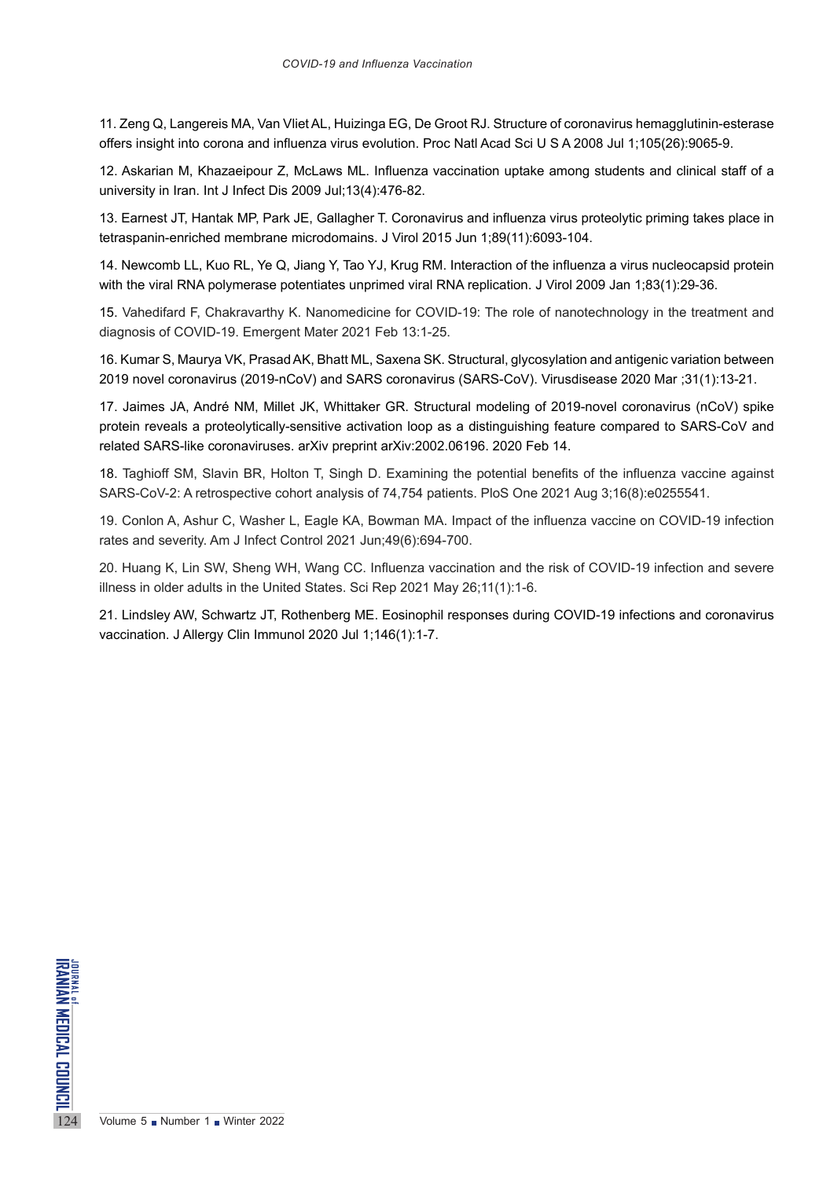11. Zeng Q, Langereis MA, Van Vliet AL, Huizinga EG, De Groot RJ. Structure of coronavirus hemagglutinin-esterase offers insight into corona and influenza virus evolution. Proc Natl Acad Sci U S A 2008 Jul 1;105(26):9065-9.

12. Askarian M, Khazaeipour Z, McLaws ML. Influenza vaccination uptake among students and clinical staff of a university in Iran. Int J Infect Dis 2009 Jul;13(4):476-82.

13. Earnest JT, Hantak MP, Park JE, Gallagher T. Coronavirus and influenza virus proteolytic priming takes place in tetraspanin-enriched membrane microdomains. J Virol 2015 Jun 1;89(11):6093-104.

14. Newcomb LL, Kuo RL, Ye Q, Jiang Y, Tao YJ, Krug RM. Interaction of the influenza a virus nucleocapsid protein with the viral RNA polymerase potentiates unprimed viral RNA replication. J Virol 2009 Jan 1;83(1):29-36.

15. Vahedifard F, Chakravarthy K. Nanomedicine for COVID-19: The role of nanotechnology in the treatment and diagnosis of COVID-19. Emergent Mater 2021 Feb 13:1-25.

16. Kumar S, Maurya VK, Prasad AK, Bhatt ML, Saxena SK. Structural, glycosylation and antigenic variation between 2019 novel coronavirus (2019-nCoV) and SARS coronavirus (SARS-CoV). Virusdisease 2020 Mar ;31(1):13-21.

17. Jaimes JA, André NM, Millet JK, Whittaker GR. Structural modeling of 2019-novel coronavirus (nCoV) spike protein reveals a proteolytically-sensitive activation loop as a distinguishing feature compared to SARS-CoV and related SARS-like coronaviruses. arXiv preprint arXiv:2002.06196. 2020 Feb 14.

18. Taghioff SM, Slavin BR, Holton T, Singh D. Examining the potential benefits of the influenza vaccine against SARS-CoV-2: A retrospective cohort analysis of 74,754 patients. PloS One 2021 Aug 3;16(8):e0255541.

19. Conlon A, Ashur C, Washer L, Eagle KA, Bowman MA. Impact of the influenza vaccine on COVID-19 infection rates and severity. Am J Infect Control 2021 Jun;49(6):694-700.

20. Huang K, Lin SW, Sheng WH, Wang CC. Influenza vaccination and the risk of COVID-19 infection and severe illness in older adults in the United States. Sci Rep 2021 May 26;11(1):1-6.

21. Lindsley AW, Schwartz JT, Rothenberg ME. Eosinophil responses during COVID-19 infections and coronavirus vaccination. J Allergy Clin Immunol 2020 Jul 1;146(1):1-7.